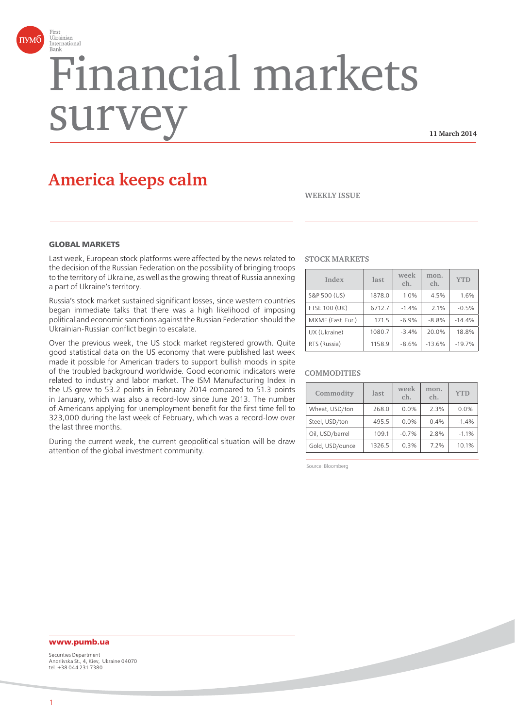First Ukrainian International Bank

# Financial markets survey

**11 March 2014**

## America keeps calm

**WEEKLY ISSUE**

### GLOBAL MARKETS

Last week, European stock platforms were affected by the news related to the decision of the Russian Federation on the possibility of bringing troops to the territory of Ukraine, as well as the growing threat of Russia annexing a part of Ukraine's territory.

Russia's stock market sustained significant losses, since western countries began immediate talks that there was a high likelihood of imposing political and economic sanctions against the Russian Federation should the Ukrainian-Russian conflict begin to escalate.

Over the previous week, the US stock market registered growth. Quite good statistical data on the US economy that were published last week made it possible for American traders to support bullish moods in spite of the troubled background worldwide. Good economic indicators were related to industry and labor market. The ISM Manufacturing Index in the US grew to 53.2 points in February 2014 compared to 51.3 points in January, which was also a record-low since June 2013. The number of Americans applying for unemployment benefit for the first time fell to 323,000 during the last week of February, which was a record-low over the last three months.

During the current week, the current geopolitical situation will be draw attention of the global investment community.

**STOCK MARKETS**

| Index | last | week ch. | mon. ch. | YTD |
|---|---|---|---|---|
| S&P 500 (US) | 1878.0 | 1.0% | 4.5% | 1.6% |
| FTSE 100 (UK) | 6712.7 | -1.4% | 2.1% | -0.5% |
| MXME (East. Eur.) | 171.5 | -6.9% | -8.8% | -14.4% |
| UX (Ukraine) | 1080.7 | -3.4% | 20.0% | 18.8% |
| RTS (Russia) | 1158.9 | -8.6% | -13.6% | -19.7% |

**COMMODITIES**

| Commodity | last | week ch. | mon. ch. | YTD |
|---|---|---|---|---|
| Wheat, USD/ton | 268.0 | 0.0% | 2.3% | 0.0% |
| Steel, USD/ton | 495.5 | 0.0% | -0.4% | -1.4% |
| Oil, USD/barrel | 109.1 | -0.7% | 2.8% | -1.1% |
| Gold, USD/ounce | 1326.5 | 0.3% | 7.2% | 10.1% |

Source: Bloomberg

**www.pumb.ua**

Securities Department
Andriivska St., 4, Kiev, Ukraine 04070
tel. +38 044 231 7380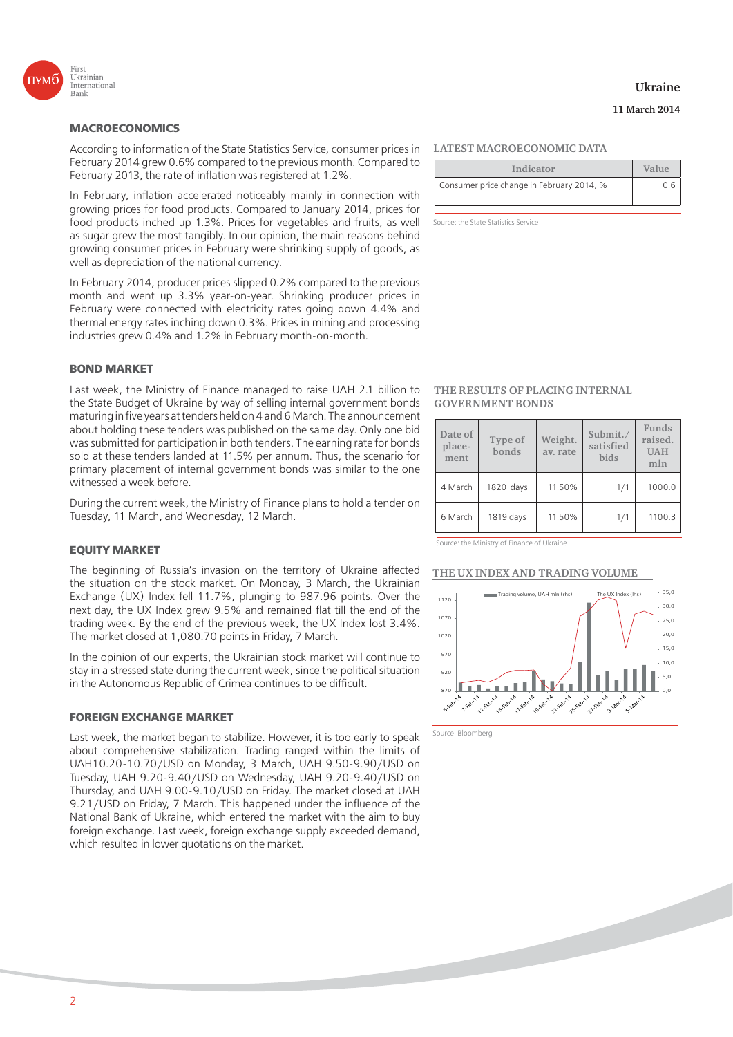## MACROECONOMICS

According to information of the State Statistics Service, consumer prices in February 2014 grew 0.6% compared to the previous month. Compared to February 2013, the rate of inflation was registered at 1.2%.

In February, inflation accelerated noticeably mainly in connection with growing prices for food products. Compared to January 2014, prices for food products inched up 1.3%. Prices for vegetables and fruits, as well as sugar grew the most tangibly. In our opinion, the main reasons behind growing consumer prices in February were shrinking supply of goods, as well as depreciation of the national currency.

In February 2014, producer prices slipped 0.2% compared to the previous month and went up 3.3% year-on-year. Shrinking producer prices in February were connected with electricity rates going down 4.4% and thermal energy rates inching down 0.3%. Prices in mining and processing industries grew 0.4% and 1.2% in February month-on-month.

### LATEST MACROECONOMIC DATA

| Indicator | Value |
|---|---|
| Consumer price change in February 2014, % | 0.6 |

Source: the State Statistics Service

## BOND MARKET

Last week, the Ministry of Finance managed to raise UAH 2.1 billion to the State Budget of Ukraine by way of selling internal government bonds maturing in five years at tenders held on 4 and 6 March. The announcement about holding these tenders was published on the same day. Only one bid was submitted for participation in both tenders. The earning rate for bonds sold at these tenders landed at 11.5% per annum. Thus, the scenario for primary placement of internal government bonds was similar to the one witnessed a week before.

During the current week, the Ministry of Finance plans to hold a tender on Tuesday, 11 March, and Wednesday, 12 March.

### THE RESULTS OF PLACING INTERNAL GOVERNMENT BONDS

| Date of place-ment | Type of bonds | Weight. av. rate | Submit./ satisfied bids | Funds raised. UAH mln |
|---|---|---|---|---|
| 4 March | 1820 days | 11.50% | 1/1 | 1000.0 |
| 6 March | 1819 days | 11.50% | 1/1 | 1100.3 |

Source: the Ministry of Finance of Ukraine

## EQUITY MARKET

The beginning of Russia's invasion on the territory of Ukraine affected the situation on the stock market. On Monday, 3 March, the Ukrainian Exchange (UX) Index fell 11.7%, plunging to 987.96 points. Over the next day, the UX Index grew 9.5% and remained flat till the end of the trading week. By the end of the previous week, the UX Index lost 3.4%. The market closed at 1,080.70 points in Friday, 7 March.

In the opinion of our experts, the Ukrainian stock market will continue to stay in a stressed state during the current week, since the political situation in the Autonomous Republic of Crimea continues to be difficult.

### THE UX INDEX AND TRADING VOLUME

Source: Bloomberg

## FOREIGN EXCHANGE MARKET

Last week, the market began to stabilize. However, it is too early to speak about comprehensive stabilization. Trading ranged within the limits of UAH10.20-10.70/USD on Monday, 3 March, UAH 9.50-9.90/USD on Tuesday, UAH 9.20-9.40/USD on Wednesday, UAH 9.20-9.40/USD on Thursday, and UAH 9.00-9.10/USD on Friday. The market closed at UAH 9.21/USD on Friday, 7 March. This happened under the influence of the National Bank of Ukraine, which entered the market with the aim to buy foreign exchange. Last week, foreign exchange supply exceeded demand, which resulted in lower quotations on the market.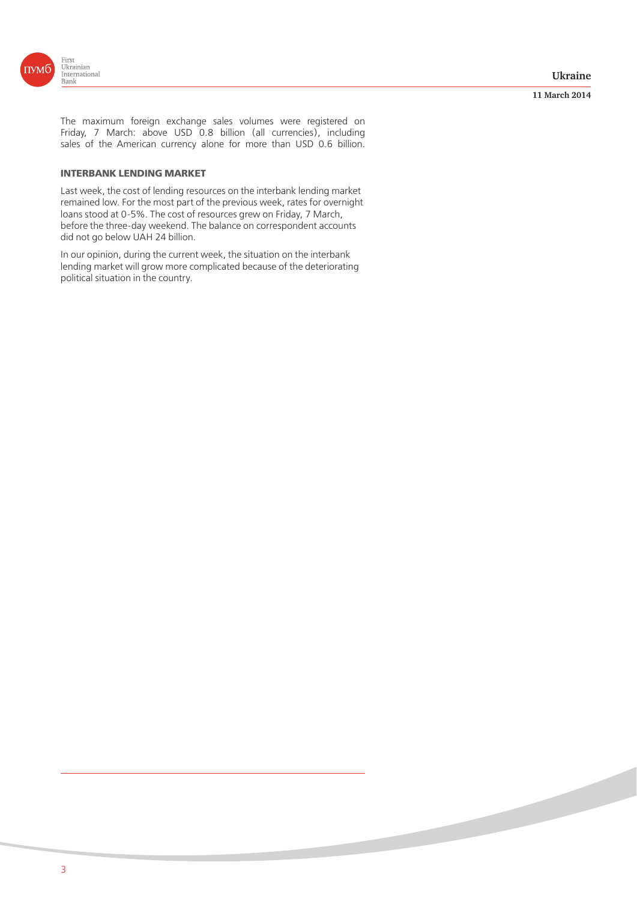The maximum foreign exchange sales volumes were registered on Friday, 7 March: above USD 0.8 billion (all currencies), including sales of the American currency alone for more than USD 0.6 billion.

## INTERBANK LENDING MARKET

Last week, the cost of lending resources on the interbank lending market remained low. For the most part of the previous week, rates for overnight loans stood at 0-5%. The cost of resources grew on Friday, 7 March, before the three-day weekend. The balance on correspondent accounts did not go below UAH 24 billion.

In our opinion, during the current week, the situation on the interbank lending market will grow more complicated because of the deteriorating political situation in the country.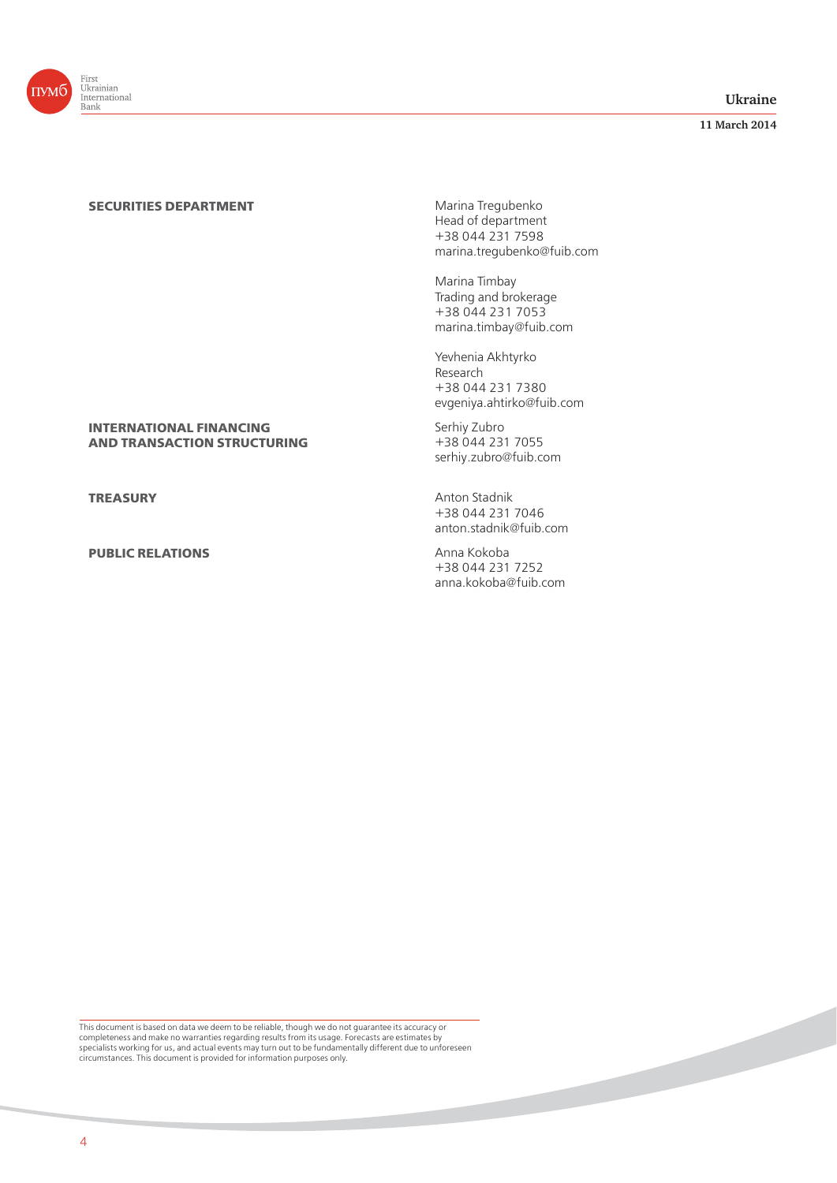**SECURITIES DEPARTMENT**

Marina Tregubenko
Head of department
+38 044 231 7598
marina.tregubenko@fuib.com

Marina Timbay
Trading and brokerage
+38 044 231 7053
marina.timbay@fuib.com

Yevhenia Akhtyrko
Research
+38 044 231 7380
evgeniya.ahtirko@fuib.com

**INTERNATIONAL FINANCING AND TRANSACTION STRUCTURING**

Serhiy Zubro
+38 044 231 7055
serhiy.zubro@fuib.com

**TREASURY**

Anton Stadnik
+38 044 231 7046
anton.stadnik@fuib.com

**PUBLIC RELATIONS**

Anna Kokoba
+38 044 231 7252
anna.kokoba@fuib.com

This document is based on data we deem to be reliable, though we do not guarantee its accuracy or completeness and make no warranties regarding results from its usage. Forecasts are estimates by specialists working for us, and actual events may turn out to be fundamentally different due to unforeseen circumstances. This document is provided for information purposes only.